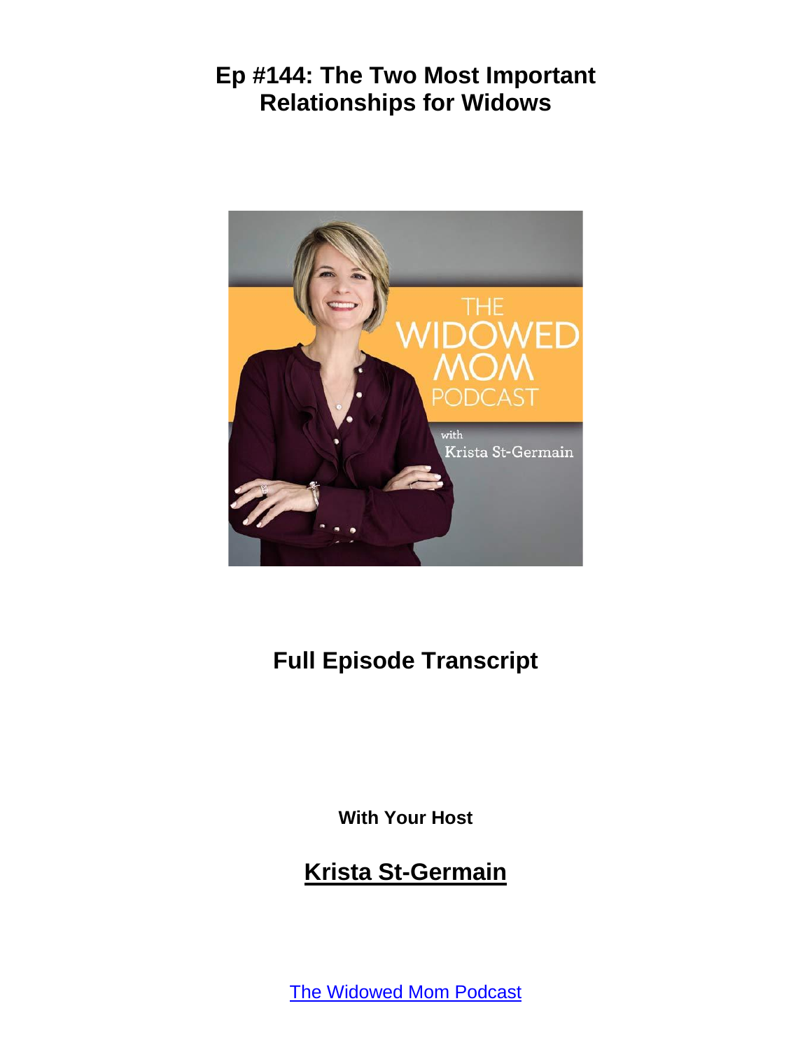# Ep #144: The Two Most Important Relationships for Widows

## Full Episode Transcript

With Your Host

**Krista St-Germain**

[The Widowed Mom Podcast]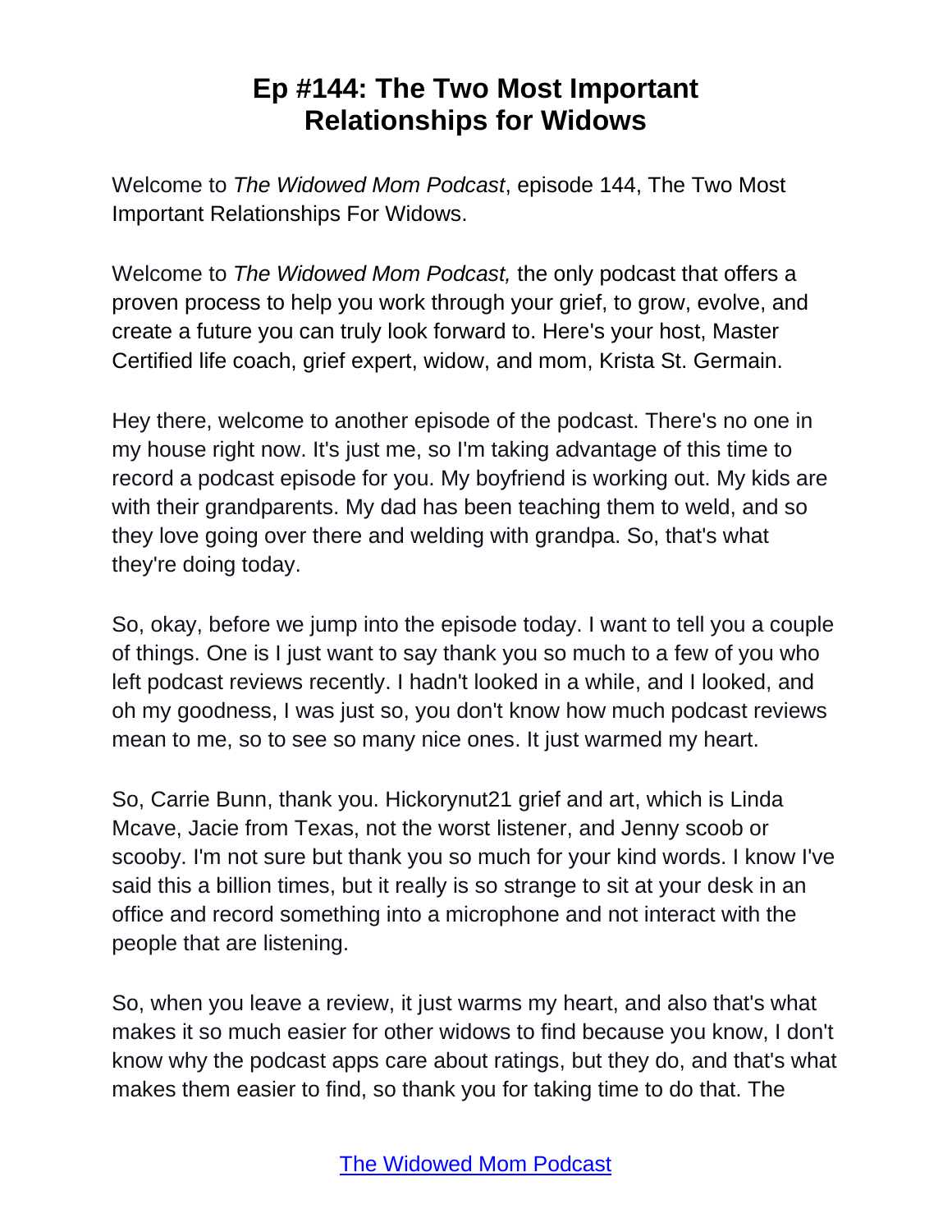# Ep #144: The Two Most Important Relationships for Widows

Welcome to *The Widowed Mom Podcast*, episode 144, The Two Most Important Relationships For Widows.

Welcome to *The Widowed Mom Podcast,* the only podcast that offers a proven process to help you work through your grief, to grow, evolve, and create a future you can truly look forward to. Here's your host, Master Certified life coach, grief expert, widow, and mom, Krista St. Germain.

Hey there, welcome to another episode of the podcast. There's no one in my house right now. It's just me, so I'm taking advantage of this time to record a podcast episode for you. My boyfriend is working out. My kids are with their grandparents. My dad has been teaching them to weld, and so they love going over there and welding with grandpa. So, that's what they're doing today.

So, okay, before we jump into the episode today. I want to tell you a couple of things. One is I just want to say thank you so much to a few of you who left podcast reviews recently. I hadn't looked in a while, and I looked, and oh my goodness, I was just so, you don't know how much podcast reviews mean to me, so to see so many nice ones. It just warmed my heart.

So, Carrie Bunn, thank you. Hickorynut21 grief and art, which is Linda Mcave, Jacie from Texas, not the worst listener, and Jenny scoob or scooby. I'm not sure but thank you so much for your kind words. I know I've said this a billion times, but it really is so strange to sit at your desk in an office and record something into a microphone and not interact with the people that are listening.

So, when you leave a review, it just warms my heart, and also that's what makes it so much easier for other widows to find because you know, I don't know why the podcast apps care about ratings, but they do, and that's what makes them easier to find, so thank you for taking time to do that. The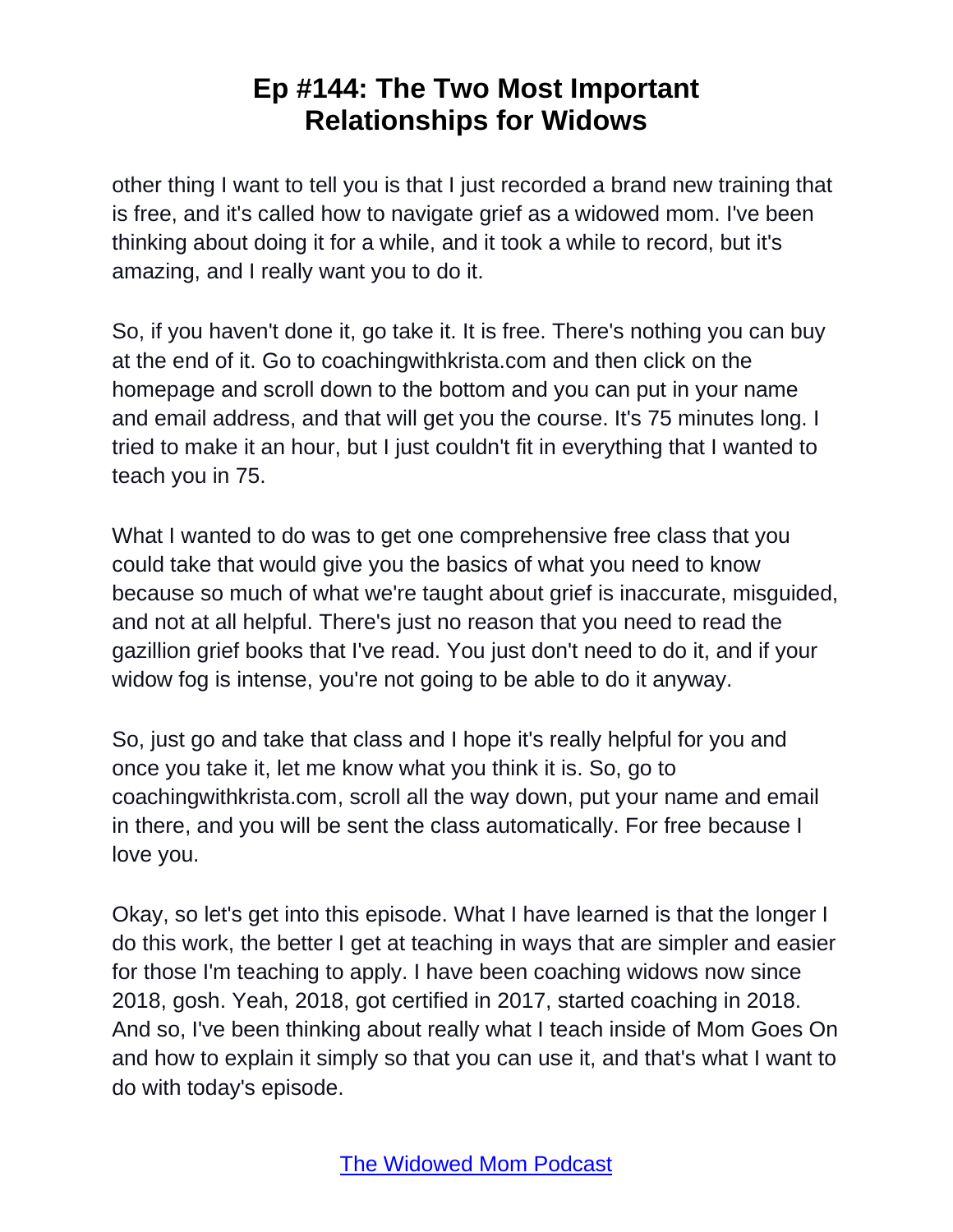other thing I want to tell you is that I just recorded a brand new training that is free, and it's called how to navigate grief as a widowed mom. I've been thinking about doing it for a while, and it took a while to record, but it's amazing, and I really want you to do it.

So, if you haven't done it, go take it. It is free. There's nothing you can buy at the end of it. Go to coachingwithkrista.com and then click on the homepage and scroll down to the bottom and you can put in your name and email address, and that will get you the course. It's 75 minutes long. I tried to make it an hour, but I just couldn't fit in everything that I wanted to teach you in 75.

What I wanted to do was to get one comprehensive free class that you could take that would give you the basics of what you need to know because so much of what we're taught about grief is inaccurate, misguided, and not at all helpful. There's just no reason that you need to read the gazillion grief books that I've read. You just don't need to do it, and if your widow fog is intense, you're not going to be able to do it anyway.

So, just go and take that class and I hope it's really helpful for you and once you take it, let me know what you think it is. So, go to coachingwithkrista.com, scroll all the way down, put your name and email in there, and you will be sent the class automatically. For free because I love you.

Okay, so let's get into this episode. What I have learned is that the longer I do this work, the better I get at teaching in ways that are simpler and easier for those I'm teaching to apply. I have been coaching widows now since 2018, gosh. Yeah, 2018, got certified in 2017, started coaching in 2018. And so, I've been thinking about really what I teach inside of Mom Goes On and how to explain it simply so that you can use it, and that's what I want to do with today's episode.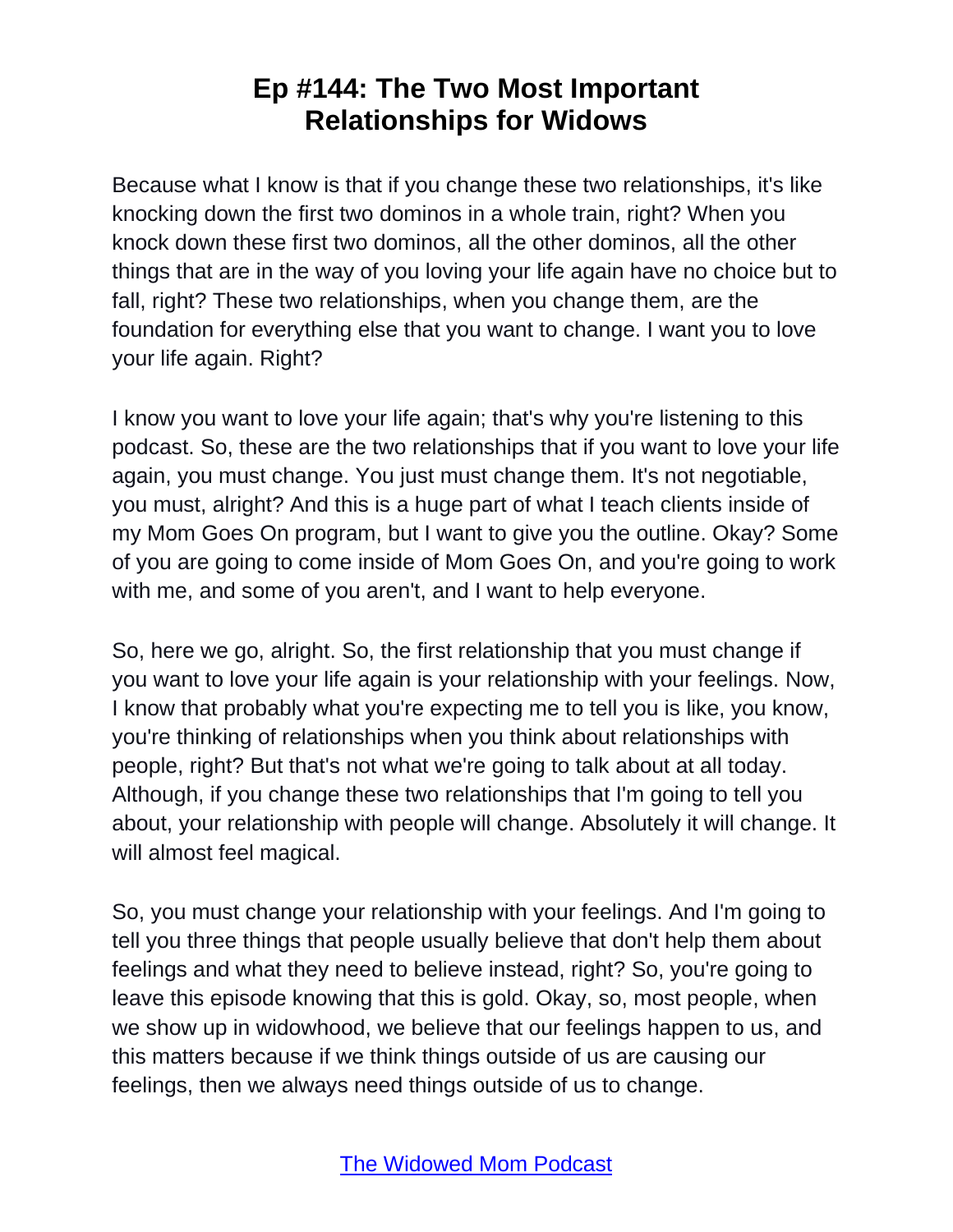Because what I know is that if you change these two relationships, it's like knocking down the first two dominos in a whole train, right? When you knock down these first two dominos, all the other dominos, all the other things that are in the way of you loving your life again have no choice but to fall, right? These two relationships, when you change them, are the foundation for everything else that you want to change. I want you to love your life again. Right?

I know you want to love your life again; that's why you're listening to this podcast. So, these are the two relationships that if you want to love your life again, you must change. You just must change them. It's not negotiable, you must, alright? And this is a huge part of what I teach clients inside of my Mom Goes On program, but I want to give you the outline. Okay? Some of you are going to come inside of Mom Goes On, and you're going to work with me, and some of you aren't, and I want to help everyone.

So, here we go, alright. So, the first relationship that you must change if you want to love your life again is your relationship with your feelings. Now, I know that probably what you're expecting me to tell you is like, you know, you're thinking of relationships when you think about relationships with people, right? But that's not what we're going to talk about at all today. Although, if you change these two relationships that I'm going to tell you about, your relationship with people will change. Absolutely it will change. It will almost feel magical.

So, you must change your relationship with your feelings. And I'm going to tell you three things that people usually believe that don't help them about feelings and what they need to believe instead, right? So, you're going to leave this episode knowing that this is gold. Okay, so, most people, when we show up in widowhood, we believe that our feelings happen to us, and this matters because if we think things outside of us are causing our feelings, then we always need things outside of us to change.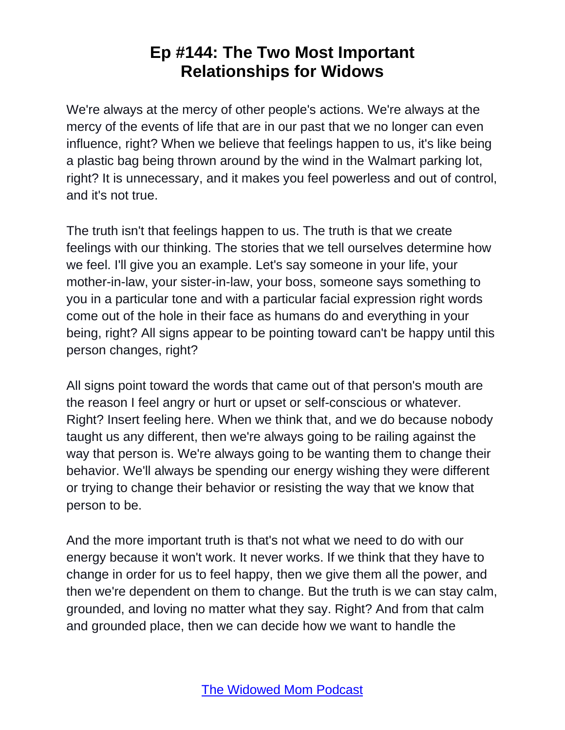# Ep #144: The Two Most Important Relationships for Widows

We're always at the mercy of other people's actions. We're always at the mercy of the events of life that are in our past that we no longer can even influence, right? When we believe that feelings happen to us, it's like being a plastic bag being thrown around by the wind in the Walmart parking lot, right? It is unnecessary, and it makes you feel powerless and out of control, and it's not true.

The truth isn't that feelings happen to us. The truth is that we create feelings with our thinking. The stories that we tell ourselves determine how we feel. I'll give you an example. Let's say someone in your life, your mother-in-law, your sister-in-law, your boss, someone says something to you in a particular tone and with a particular facial expression right words come out of the hole in their face as humans do and everything in your being, right? All signs appear to be pointing toward can't be happy until this person changes, right?

All signs point toward the words that came out of that person's mouth are the reason I feel angry or hurt or upset or self-conscious or whatever. Right? Insert feeling here. When we think that, and we do because nobody taught us any different, then we're always going to be railing against the way that person is. We're always going to be wanting them to change their behavior. We'll always be spending our energy wishing they were different or trying to change their behavior or resisting the way that we know that person to be.

And the more important truth is that's not what we need to do with our energy because it won't work. It never works. If we think that they have to change in order for us to feel happy, then we give them all the power, and then we're dependent on them to change. But the truth is we can stay calm, grounded, and loving no matter what they say. Right? And from that calm and grounded place, then we can decide how we want to handle the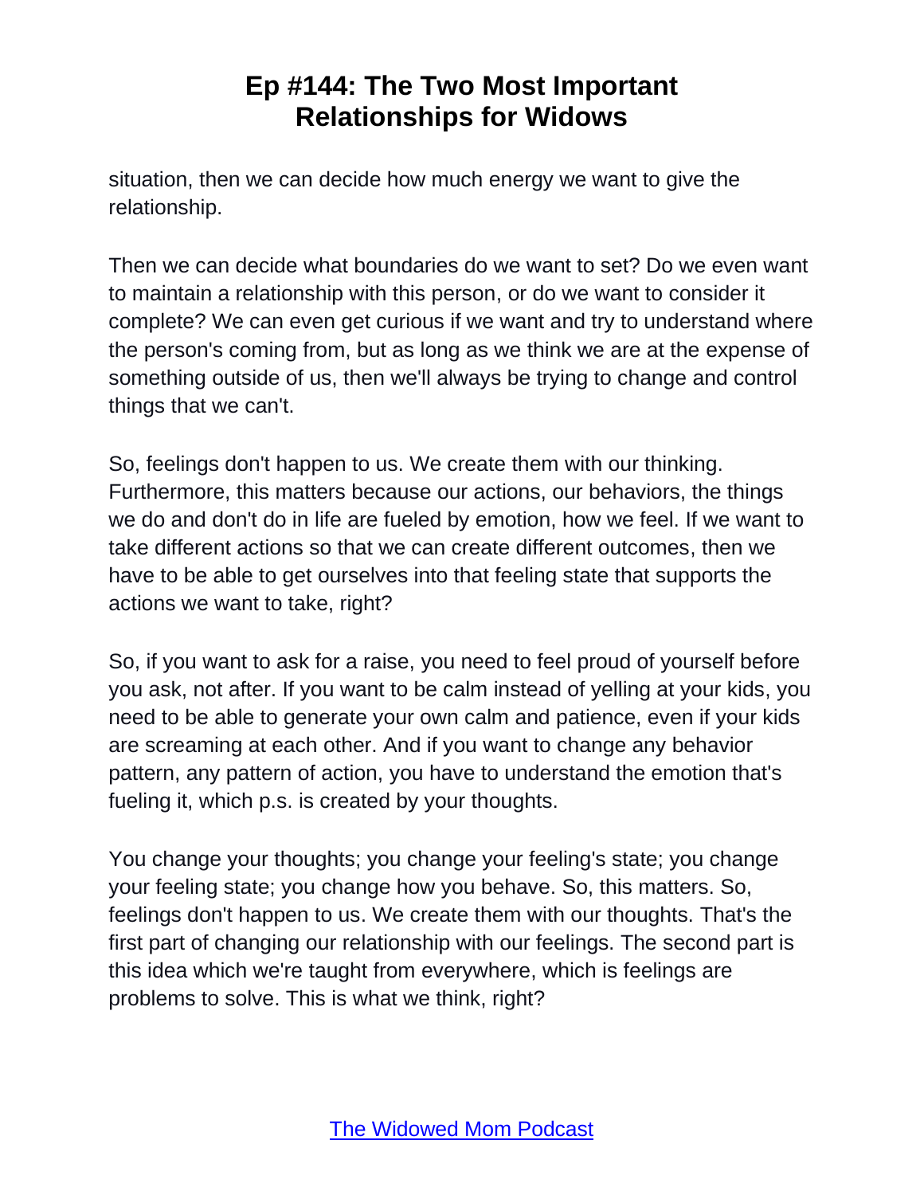situation, then we can decide how much energy we want to give the relationship.

Then we can decide what boundaries do we want to set? Do we even want to maintain a relationship with this person, or do we want to consider it complete? We can even get curious if we want and try to understand where the person's coming from, but as long as we think we are at the expense of something outside of us, then we'll always be trying to change and control things that we can't.

So, feelings don't happen to us. We create them with our thinking. Furthermore, this matters because our actions, our behaviors, the things we do and don't do in life are fueled by emotion, how we feel. If we want to take different actions so that we can create different outcomes, then we have to be able to get ourselves into that feeling state that supports the actions we want to take, right?

So, if you want to ask for a raise, you need to feel proud of yourself before you ask, not after. If you want to be calm instead of yelling at your kids, you need to be able to generate your own calm and patience, even if your kids are screaming at each other. And if you want to change any behavior pattern, any pattern of action, you have to understand the emotion that's fueling it, which p.s. is created by your thoughts.

You change your thoughts; you change your feeling's state; you change your feeling state; you change how you behave. So, this matters. So, feelings don't happen to us. We create them with our thoughts. That's the first part of changing our relationship with our feelings. The second part is this idea which we're taught from everywhere, which is feelings are problems to solve. This is what we think, right?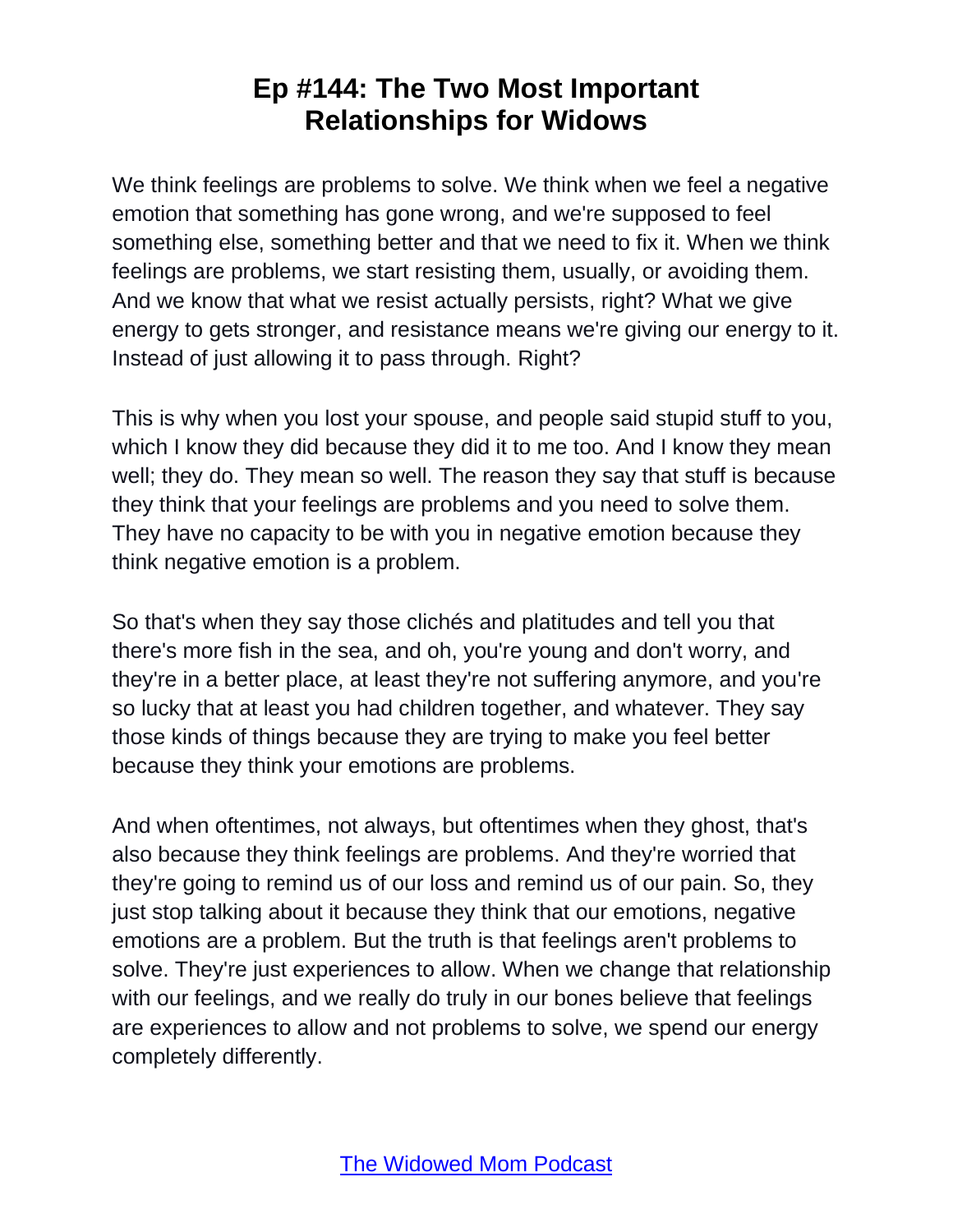# Ep #144: The Two Most Important Relationships for Widows

We think feelings are problems to solve. We think when we feel a negative emotion that something has gone wrong, and we're supposed to feel something else, something better and that we need to fix it. When we think feelings are problems, we start resisting them, usually, or avoiding them. And we know that what we resist actually persists, right? What we give energy to gets stronger, and resistance means we're giving our energy to it. Instead of just allowing it to pass through. Right?

This is why when you lost your spouse, and people said stupid stuff to you, which I know they did because they did it to me too. And I know they mean well; they do. They mean so well. The reason they say that stuff is because they think that your feelings are problems and you need to solve them. They have no capacity to be with you in negative emotion because they think negative emotion is a problem.

So that's when they say those clichés and platitudes and tell you that there's more fish in the sea, and oh, you're young and don't worry, and they're in a better place, at least they're not suffering anymore, and you're so lucky that at least you had children together, and whatever. They say those kinds of things because they are trying to make you feel better because they think your emotions are problems.

And when oftentimes, not always, but oftentimes when they ghost, that's also because they think feelings are problems. And they're worried that they're going to remind us of our loss and remind us of our pain. So, they just stop talking about it because they think that our emotions, negative emotions are a problem. But the truth is that feelings aren't problems to solve. They're just experiences to allow. When we change that relationship with our feelings, and we really do truly in our bones believe that feelings are experiences to allow and not problems to solve, we spend our energy completely differently.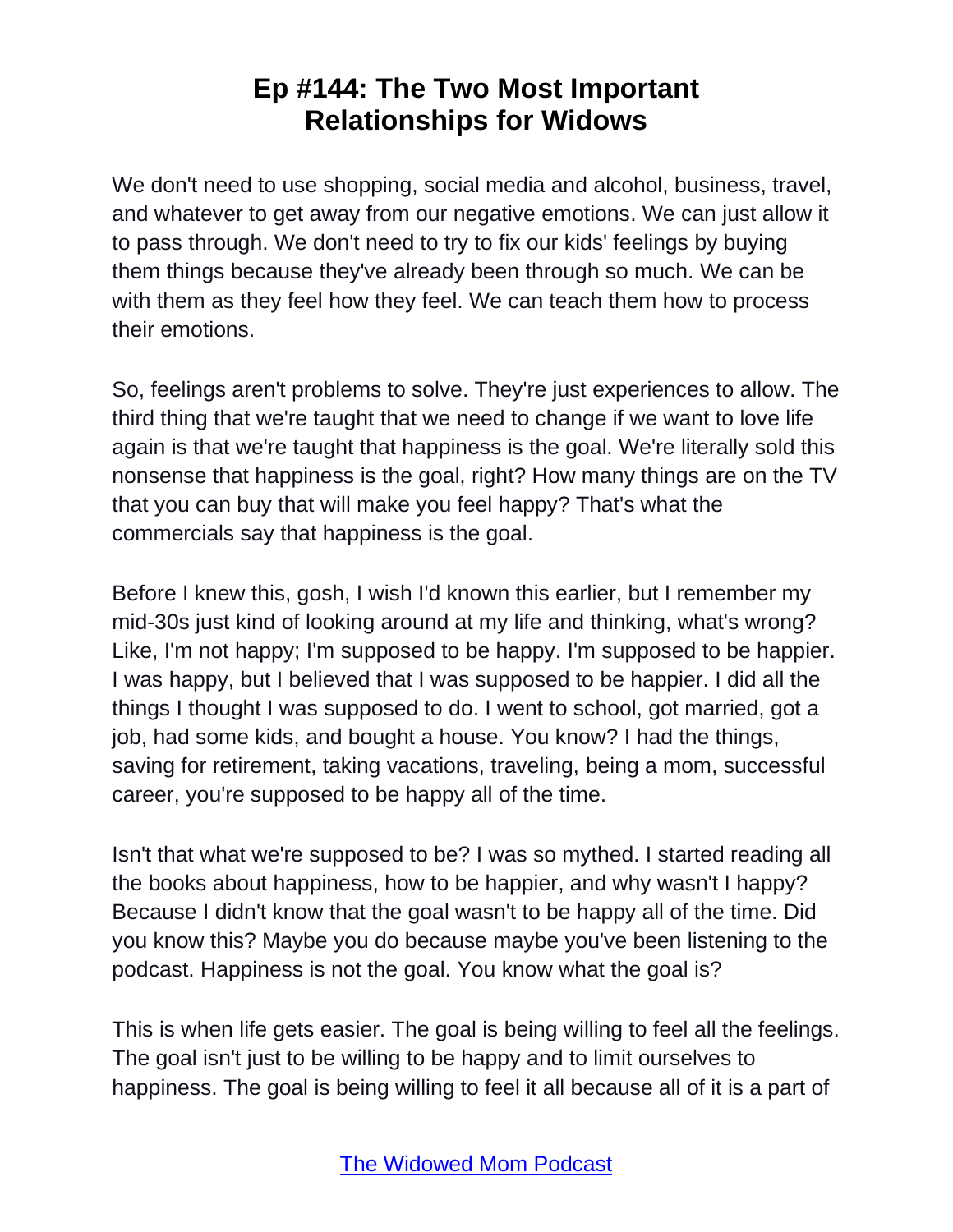# Ep #144: The Two Most Important Relationships for Widows

We don't need to use shopping, social media and alcohol, business, travel, and whatever to get away from our negative emotions. We can just allow it to pass through. We don't need to try to fix our kids' feelings by buying them things because they've already been through so much. We can be with them as they feel how they feel. We can teach them how to process their emotions.

So, feelings aren't problems to solve. They're just experiences to allow. The third thing that we're taught that we need to change if we want to love life again is that we're taught that happiness is the goal. We're literally sold this nonsense that happiness is the goal, right? How many things are on the TV that you can buy that will make you feel happy? That's what the commercials say that happiness is the goal.

Before I knew this, gosh, I wish I'd known this earlier, but I remember my mid-30s just kind of looking around at my life and thinking, what's wrong? Like, I'm not happy; I'm supposed to be happy. I'm supposed to be happier. I was happy, but I believed that I was supposed to be happier. I did all the things I thought I was supposed to do. I went to school, got married, got a job, had some kids, and bought a house. You know? I had the things, saving for retirement, taking vacations, traveling, being a mom, successful career, you're supposed to be happy all of the time.

Isn't that what we're supposed to be? I was so mythed. I started reading all the books about happiness, how to be happier, and why wasn't I happy? Because I didn't know that the goal wasn't to be happy all of the time. Did you know this? Maybe you do because maybe you've been listening to the podcast. Happiness is not the goal. You know what the goal is?

This is when life gets easier. The goal is being willing to feel all the feelings. The goal isn't just to be willing to be happy and to limit ourselves to happiness. The goal is being willing to feel it all because all of it is a part of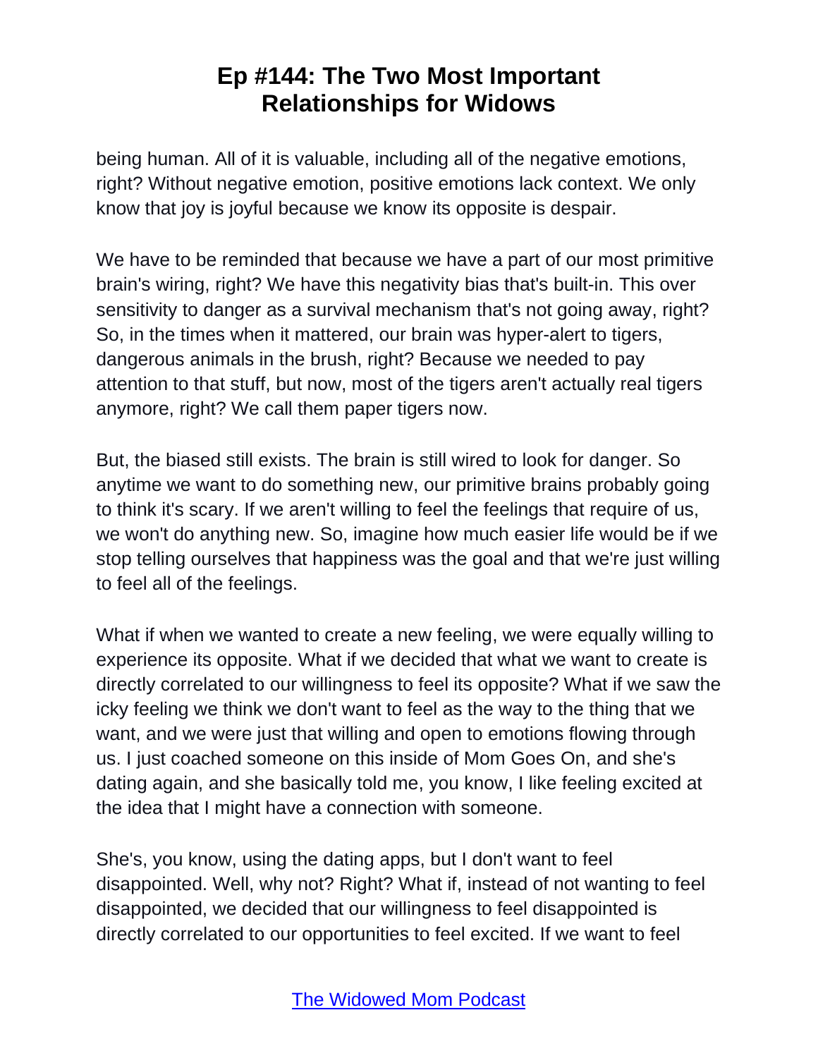being human. All of it is valuable, including all of the negative emotions, right? Without negative emotion, positive emotions lack context. We only know that joy is joyful because we know its opposite is despair.

We have to be reminded that because we have a part of our most primitive brain's wiring, right? We have this negativity bias that's built-in. This over sensitivity to danger as a survival mechanism that's not going away, right? So, in the times when it mattered, our brain was hyper-alert to tigers, dangerous animals in the brush, right? Because we needed to pay attention to that stuff, but now, most of the tigers aren't actually real tigers anymore, right? We call them paper tigers now.

But, the biased still exists. The brain is still wired to look for danger. So anytime we want to do something new, our primitive brains probably going to think it's scary. If we aren't willing to feel the feelings that require of us, we won't do anything new. So, imagine how much easier life would be if we stop telling ourselves that happiness was the goal and that we're just willing to feel all of the feelings.

What if when we wanted to create a new feeling, we were equally willing to experience its opposite. What if we decided that what we want to create is directly correlated to our willingness to feel its opposite? What if we saw the icky feeling we think we don't want to feel as the way to the thing that we want, and we were just that willing and open to emotions flowing through us. I just coached someone on this inside of Mom Goes On, and she's dating again, and she basically told me, you know, I like feeling excited at the idea that I might have a connection with someone.

She's, you know, using the dating apps, but I don't want to feel disappointed. Well, why not? Right? What if, instead of not wanting to feel disappointed, we decided that our willingness to feel disappointed is directly correlated to our opportunities to feel excited. If we want to feel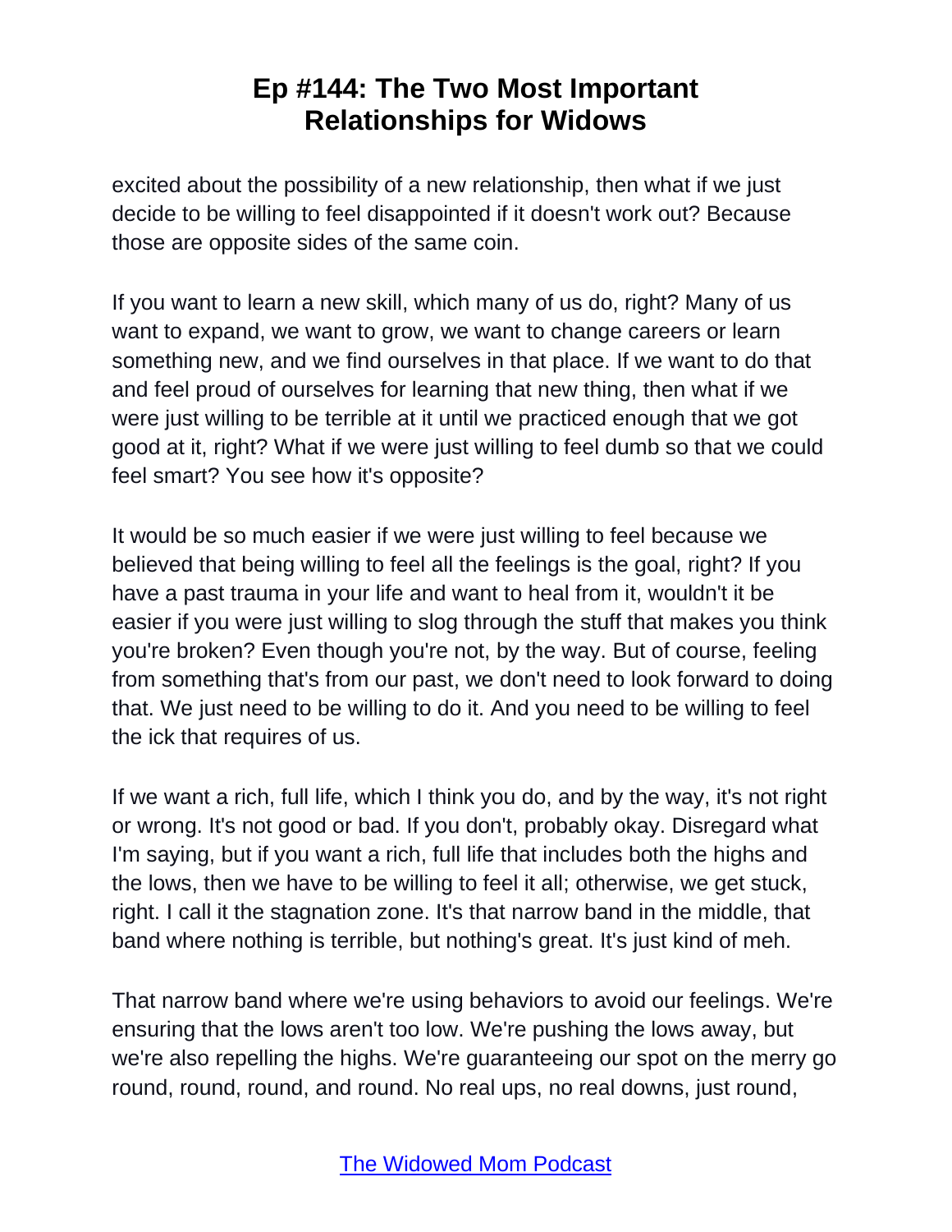excited about the possibility of a new relationship, then what if we just decide to be willing to feel disappointed if it doesn't work out? Because those are opposite sides of the same coin.

If you want to learn a new skill, which many of us do, right? Many of us want to expand, we want to grow, we want to change careers or learn something new, and we find ourselves in that place. If we want to do that and feel proud of ourselves for learning that new thing, then what if we were just willing to be terrible at it until we practiced enough that we got good at it, right? What if we were just willing to feel dumb so that we could feel smart? You see how it's opposite?

It would be so much easier if we were just willing to feel because we believed that being willing to feel all the feelings is the goal, right? If you have a past trauma in your life and want to heal from it, wouldn't it be easier if you were just willing to slog through the stuff that makes you think you're broken? Even though you're not, by the way. But of course, feeling from something that's from our past, we don't need to look forward to doing that. We just need to be willing to do it. And you need to be willing to feel the ick that requires of us.

If we want a rich, full life, which I think you do, and by the way, it's not right or wrong. It's not good or bad. If you don't, probably okay. Disregard what I'm saying, but if you want a rich, full life that includes both the highs and the lows, then we have to be willing to feel it all; otherwise, we get stuck, right. I call it the stagnation zone. It's that narrow band in the middle, that band where nothing is terrible, but nothing's great. It's just kind of meh.

That narrow band where we're using behaviors to avoid our feelings. We're ensuring that the lows aren't too low. We're pushing the lows away, but we're also repelling the highs. We're guaranteeing our spot on the merry go round, round, round, and round. No real ups, no real downs, just round,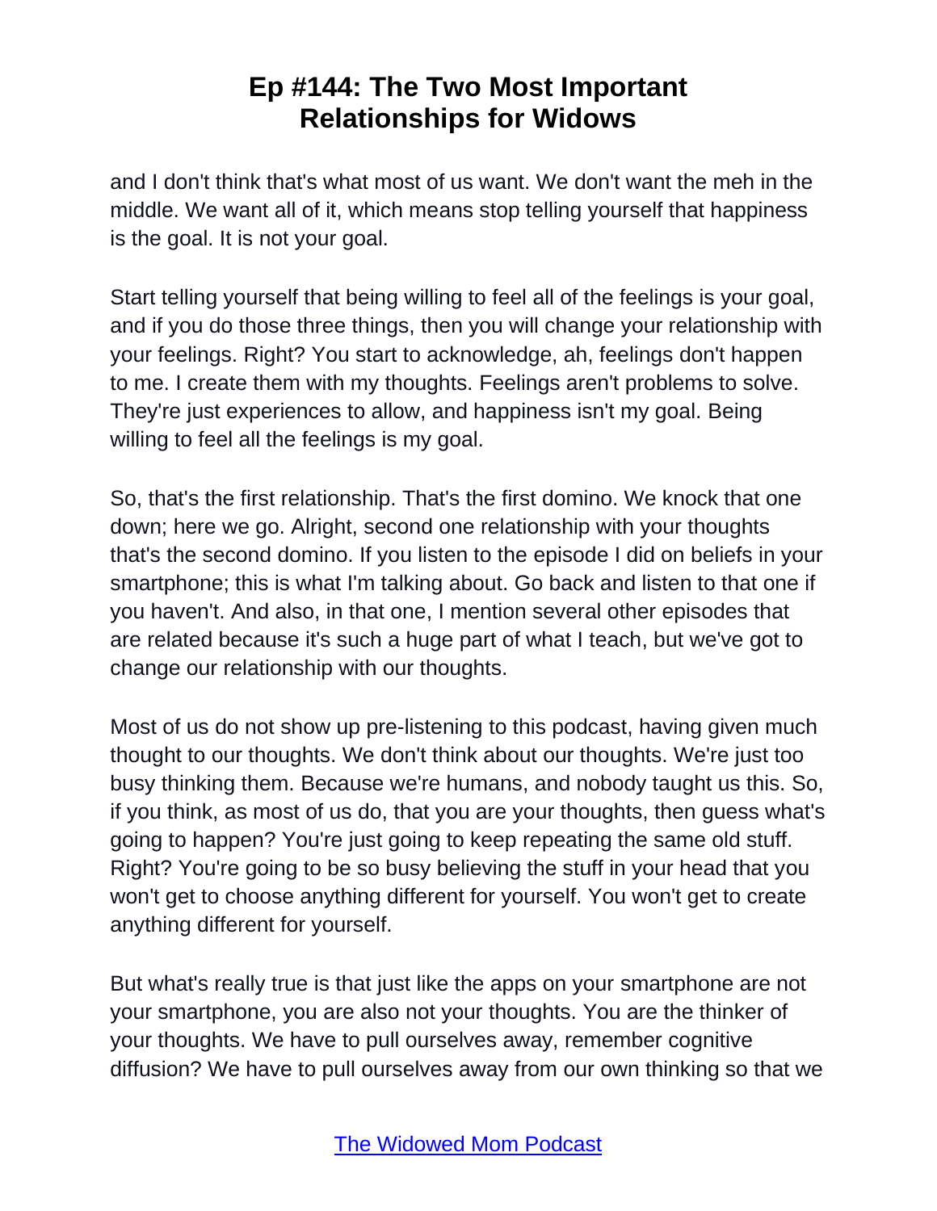and I don't think that's what most of us want. We don't want the meh in the middle. We want all of it, which means stop telling yourself that happiness is the goal. It is not your goal.

Start telling yourself that being willing to feel all of the feelings is your goal, and if you do those three things, then you will change your relationship with your feelings. Right? You start to acknowledge, ah, feelings don't happen to me. I create them with my thoughts. Feelings aren't problems to solve. They're just experiences to allow, and happiness isn't my goal. Being willing to feel all the feelings is my goal.

So, that's the first relationship. That's the first domino. We knock that one down; here we go. Alright, second one relationship with your thoughts that's the second domino. If you listen to the episode I did on beliefs in your smartphone; this is what I'm talking about. Go back and listen to that one if you haven't. And also, in that one, I mention several other episodes that are related because it's such a huge part of what I teach, but we've got to change our relationship with our thoughts.

Most of us do not show up pre-listening to this podcast, having given much thought to our thoughts. We don't think about our thoughts. We're just too busy thinking them. Because we're humans, and nobody taught us this. So, if you think, as most of us do, that you are your thoughts, then guess what's going to happen? You're just going to keep repeating the same old stuff. Right? You're going to be so busy believing the stuff in your head that you won't get to choose anything different for yourself. You won't get to create anything different for yourself.

But what's really true is that just like the apps on your smartphone are not your smartphone, you are also not your thoughts. You are the thinker of your thoughts. We have to pull ourselves away, remember cognitive diffusion? We have to pull ourselves away from our own thinking so that we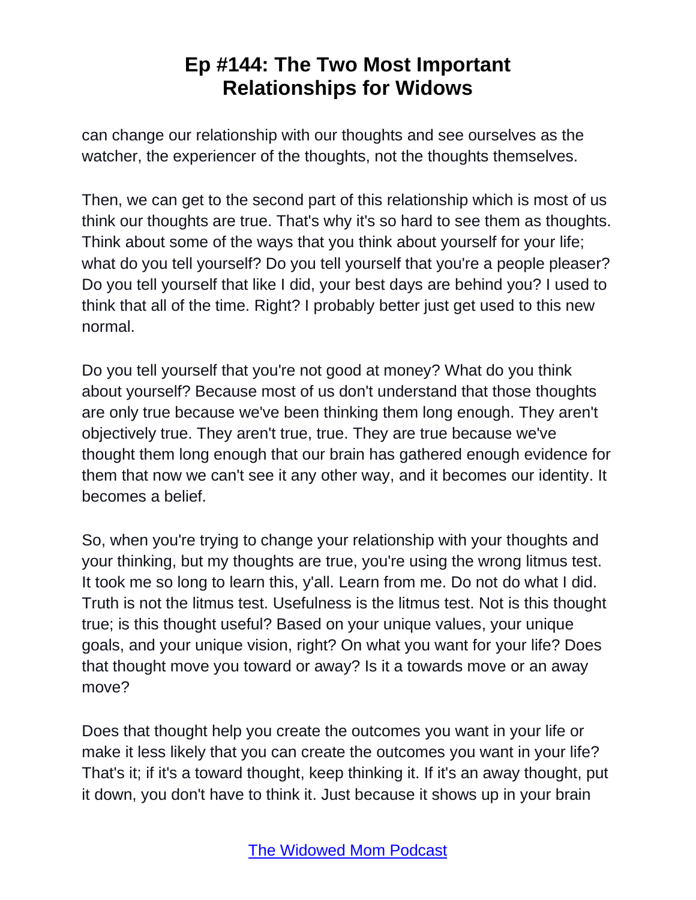can change our relationship with our thoughts and see ourselves as the watcher, the experiencer of the thoughts, not the thoughts themselves.

Then, we can get to the second part of this relationship which is most of us think our thoughts are true. That's why it's so hard to see them as thoughts. Think about some of the ways that you think about yourself for your life; what do you tell yourself? Do you tell yourself that you're a people pleaser? Do you tell yourself that like I did, your best days are behind you? I used to think that all of the time. Right? I probably better just get used to this new normal.

Do you tell yourself that you're not good at money? What do you think about yourself? Because most of us don't understand that those thoughts are only true because we've been thinking them long enough. They aren't objectively true. They aren't true, true. They are true because we've thought them long enough that our brain has gathered enough evidence for them that now we can't see it any other way, and it becomes our identity. It becomes a belief.

So, when you're trying to change your relationship with your thoughts and your thinking, but my thoughts are true, you're using the wrong litmus test. It took me so long to learn this, y'all. Learn from me. Do not do what I did. Truth is not the litmus test. Usefulness is the litmus test. Not is this thought true; is this thought useful? Based on your unique values, your unique goals, and your unique vision, right? On what you want for your life? Does that thought move you toward or away? Is it a towards move or an away move?

Does that thought help you create the outcomes you want in your life or make it less likely that you can create the outcomes you want in your life? That's it; if it's a toward thought, keep thinking it. If it's an away thought, put it down, you don't have to think it. Just because it shows up in your brain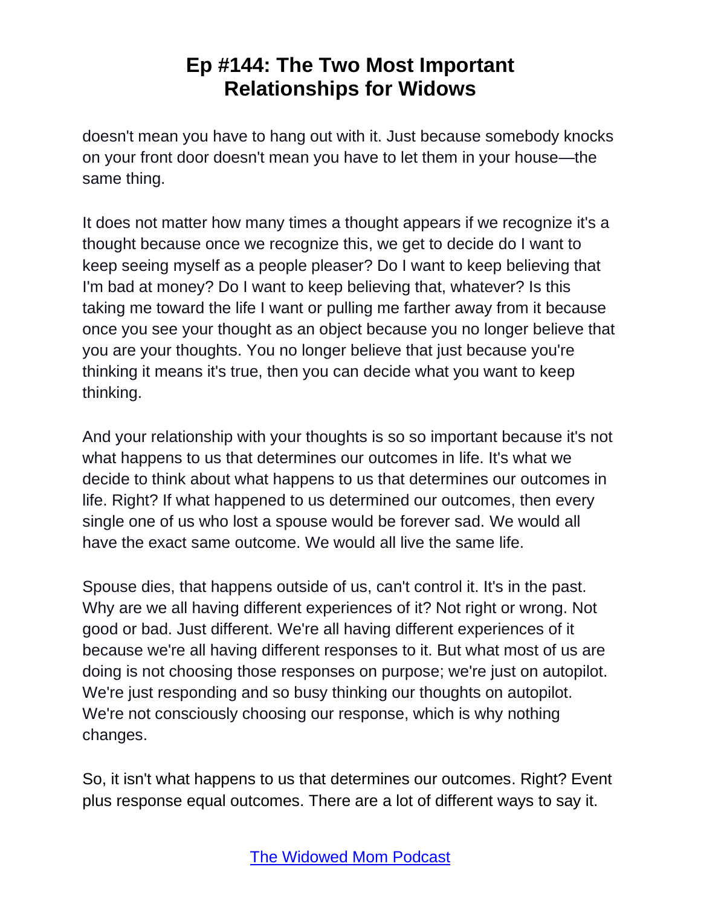doesn't mean you have to hang out with it. Just because somebody knocks on your front door doesn't mean you have to let them in your house—the same thing.

It does not matter how many times a thought appears if we recognize it's a thought because once we recognize this, we get to decide do I want to keep seeing myself as a people pleaser? Do I want to keep believing that I'm bad at money? Do I want to keep believing that, whatever? Is this taking me toward the life I want or pulling me farther away from it because once you see your thought as an object because you no longer believe that you are your thoughts. You no longer believe that just because you're thinking it means it's true, then you can decide what you want to keep thinking.

And your relationship with your thoughts is so so important because it's not what happens to us that determines our outcomes in life. It's what we decide to think about what happens to us that determines our outcomes in life. Right? If what happened to us determined our outcomes, then every single one of us who lost a spouse would be forever sad. We would all have the exact same outcome. We would all live the same life.

Spouse dies, that happens outside of us, can't control it. It's in the past. Why are we all having different experiences of it? Not right or wrong. Not good or bad. Just different. We're all having different experiences of it because we're all having different responses to it. But what most of us are doing is not choosing those responses on purpose; we're just on autopilot. We're just responding and so busy thinking our thoughts on autopilot. We're not consciously choosing our response, which is why nothing changes.

So, it isn't what happens to us that determines our outcomes. Right? Event plus response equal outcomes. There are a lot of different ways to say it.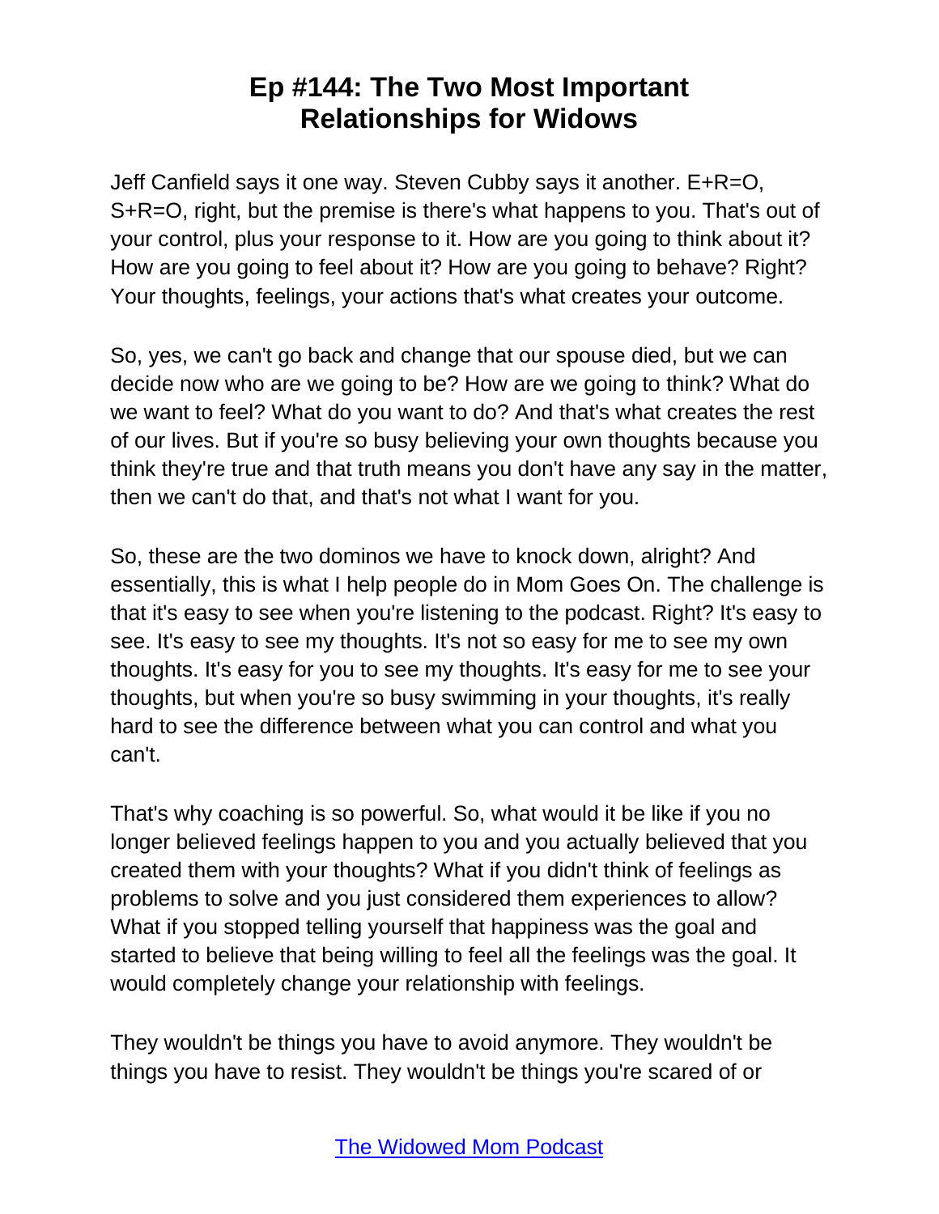# Ep #144: The Two Most Important Relationships for Widows

Jeff Canfield says it one way. Steven Cubby says it another. E+R=O, S+R=O, right, but the premise is there's what happens to you. That's out of your control, plus your response to it. How are you going to think about it? How are you going to feel about it? How are you going to behave? Right? Your thoughts, feelings, your actions that's what creates your outcome.

So, yes, we can't go back and change that our spouse died, but we can decide now who are we going to be? How are we going to think? What do we want to feel? What do you want to do? And that's what creates the rest of our lives. But if you're so busy believing your own thoughts because you think they're true and that truth means you don't have any say in the matter, then we can't do that, and that's not what I want for you.

So, these are the two dominos we have to knock down, alright? And essentially, this is what I help people do in Mom Goes On. The challenge is that it's easy to see when you're listening to the podcast. Right? It's easy to see. It's easy to see my thoughts. It's not so easy for me to see my own thoughts. It's easy for you to see my thoughts. It's easy for me to see your thoughts, but when you're so busy swimming in your thoughts, it's really hard to see the difference between what you can control and what you can't.

That's why coaching is so powerful. So, what would it be like if you no longer believed feelings happen to you and you actually believed that you created them with your thoughts? What if you didn't think of feelings as problems to solve and you just considered them experiences to allow? What if you stopped telling yourself that happiness was the goal and started to believe that being willing to feel all the feelings was the goal. It would completely change your relationship with feelings.

They wouldn't be things you have to avoid anymore. They wouldn't be things you have to resist. They wouldn't be things you're scared of or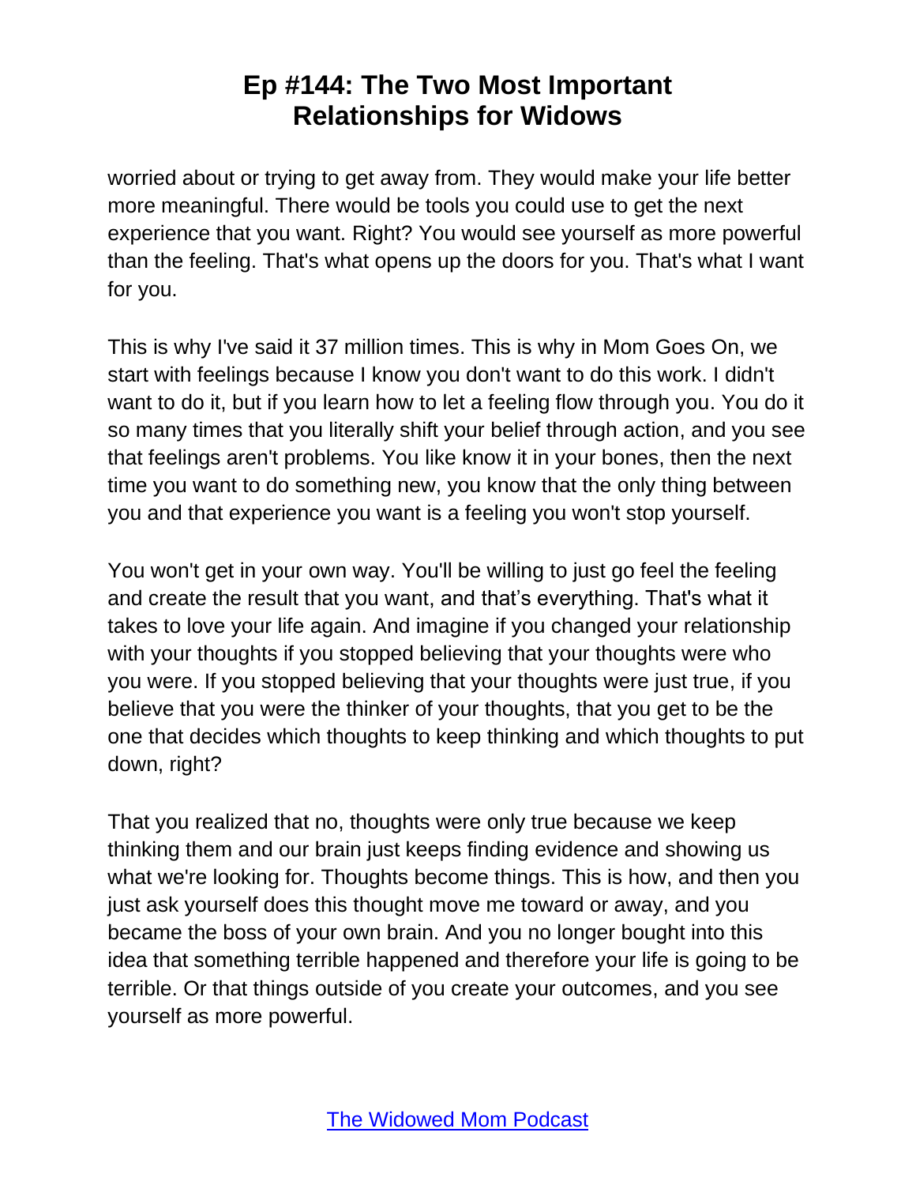worried about or trying to get away from. They would make your life better more meaningful. There would be tools you could use to get the next experience that you want. Right? You would see yourself as more powerful than the feeling. That's what opens up the doors for you. That's what I want for you.

This is why I've said it 37 million times. This is why in Mom Goes On, we start with feelings because I know you don't want to do this work. I didn't want to do it, but if you learn how to let a feeling flow through you. You do it so many times that you literally shift your belief through action, and you see that feelings aren't problems. You like know it in your bones, then the next time you want to do something new, you know that the only thing between you and that experience you want is a feeling you won't stop yourself.

You won't get in your own way. You'll be willing to just go feel the feeling and create the result that you want, and that's everything. That's what it takes to love your life again. And imagine if you changed your relationship with your thoughts if you stopped believing that your thoughts were who you were. If you stopped believing that your thoughts were just true, if you believe that you were the thinker of your thoughts, that you get to be the one that decides which thoughts to keep thinking and which thoughts to put down, right?

That you realized that no, thoughts were only true because we keep thinking them and our brain just keeps finding evidence and showing us what we're looking for. Thoughts become things. This is how, and then you just ask yourself does this thought move me toward or away, and you became the boss of your own brain. And you no longer bought into this idea that something terrible happened and therefore your life is going to be terrible. Or that things outside of you create your outcomes, and you see yourself as more powerful.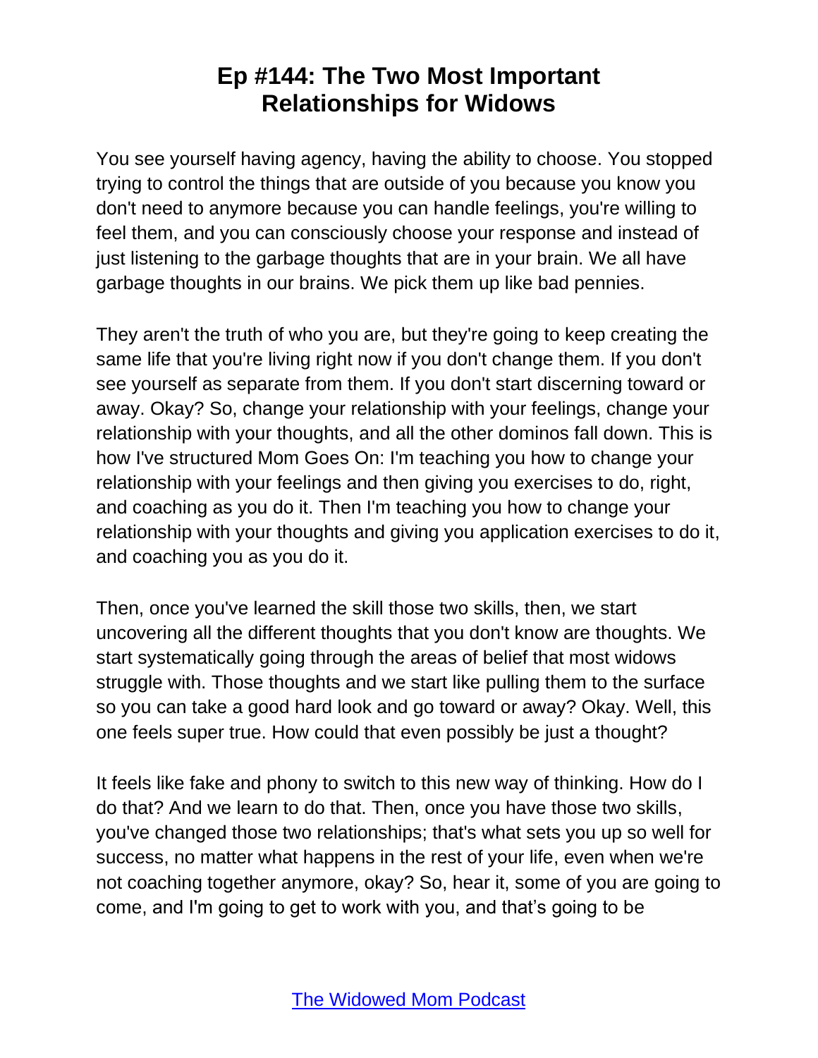You see yourself having agency, having the ability to choose. You stopped trying to control the things that are outside of you because you know you don't need to anymore because you can handle feelings, you're willing to feel them, and you can consciously choose your response and instead of just listening to the garbage thoughts that are in your brain. We all have garbage thoughts in our brains. We pick them up like bad pennies.

They aren't the truth of who you are, but they're going to keep creating the same life that you're living right now if you don't change them. If you don't see yourself as separate from them. If you don't start discerning toward or away. Okay? So, change your relationship with your feelings, change your relationship with your thoughts, and all the other dominos fall down. This is how I've structured Mom Goes On: I'm teaching you how to change your relationship with your feelings and then giving you exercises to do, right, and coaching as you do it. Then I'm teaching you how to change your relationship with your thoughts and giving you application exercises to do it, and coaching you as you do it.

Then, once you've learned the skill those two skills, then, we start uncovering all the different thoughts that you don't know are thoughts. We start systematically going through the areas of belief that most widows struggle with. Those thoughts and we start like pulling them to the surface so you can take a good hard look and go toward or away? Okay. Well, this one feels super true. How could that even possibly be just a thought?

It feels like fake and phony to switch to this new way of thinking. How do I do that? And we learn to do that. Then, once you have those two skills, you've changed those two relationships; that's what sets you up so well for success, no matter what happens in the rest of your life, even when we're not coaching together anymore, okay? So, hear it, some of you are going to come, and I'm going to get to work with you, and that's going to be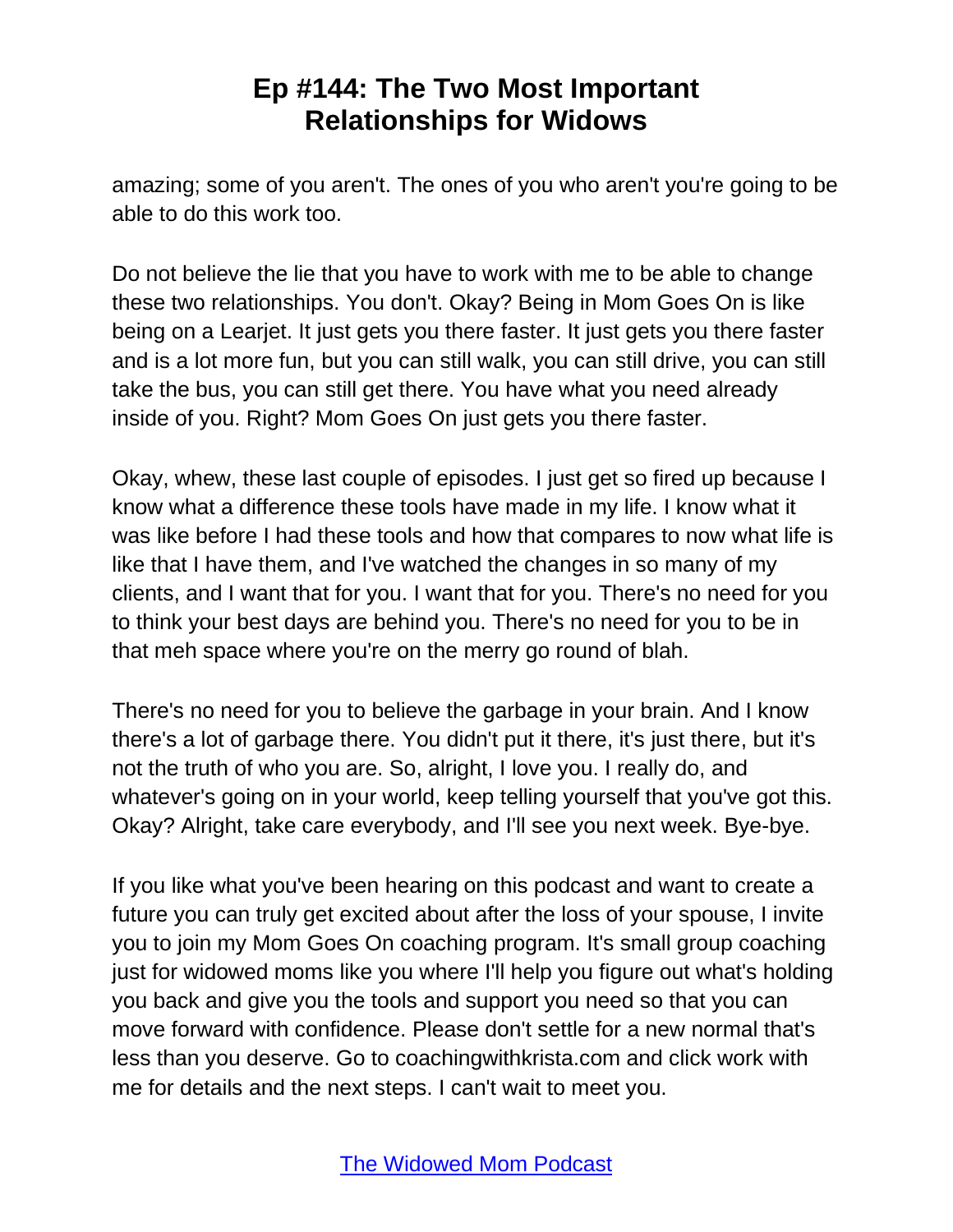amazing; some of you aren't. The ones of you who aren't you're going to be able to do this work too.

Do not believe the lie that you have to work with me to be able to change these two relationships. You don't. Okay? Being in Mom Goes On is like being on a Learjet. It just gets you there faster. It just gets you there faster and is a lot more fun, but you can still walk, you can still drive, you can still take the bus, you can still get there. You have what you need already inside of you. Right? Mom Goes On just gets you there faster.

Okay, whew, these last couple of episodes. I just get so fired up because I know what a difference these tools have made in my life. I know what it was like before I had these tools and how that compares to now what life is like that I have them, and I've watched the changes in so many of my clients, and I want that for you. I want that for you. There's no need for you to think your best days are behind you. There's no need for you to be in that meh space where you're on the merry go round of blah.

There's no need for you to believe the garbage in your brain. And I know there's a lot of garbage there. You didn't put it there, it's just there, but it's not the truth of who you are. So, alright, I love you. I really do, and whatever's going on in your world, keep telling yourself that you've got this. Okay? Alright, take care everybody, and I'll see you next week. Bye-bye.

If you like what you've been hearing on this podcast and want to create a future you can truly get excited about after the loss of your spouse, I invite you to join my Mom Goes On coaching program. It's small group coaching just for widowed moms like you where I'll help you figure out what's holding you back and give you the tools and support you need so that you can move forward with confidence. Please don't settle for a new normal that's less than you deserve. Go to coachingwithkrista.com and click work with me for details and the next steps. I can't wait to meet you.